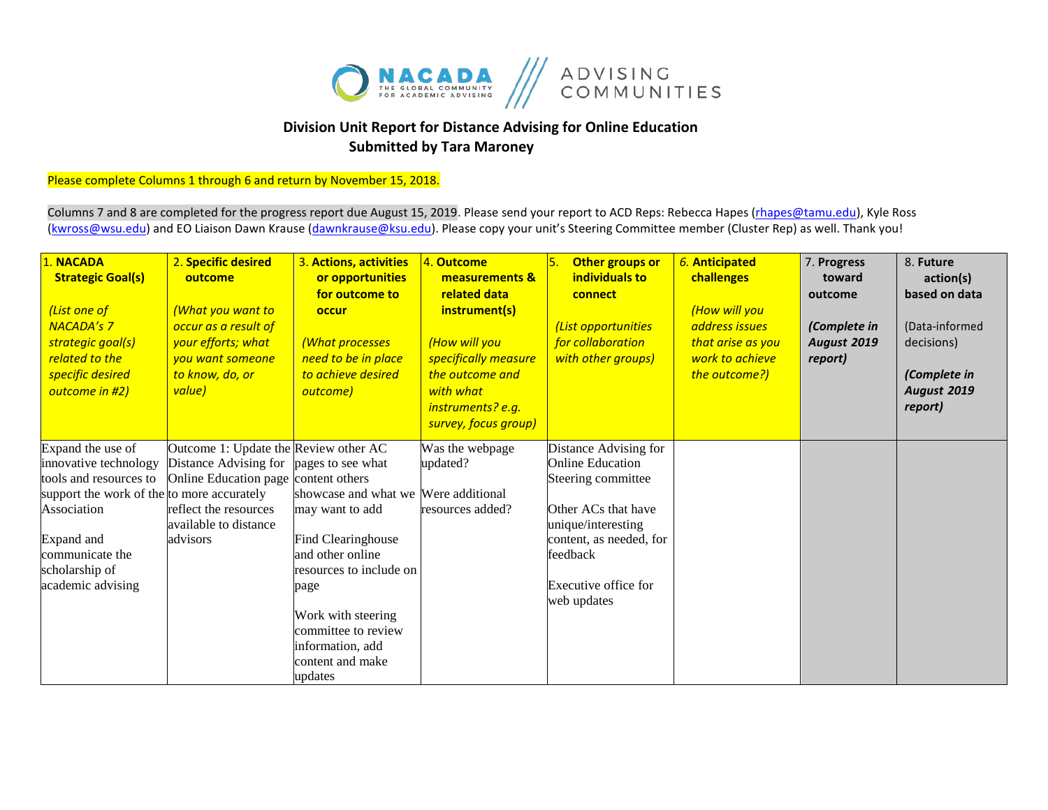# Division Unit Report for Distance Advising for Online Education

## Submitted by Tara Maroney

Please complete Columns 1 through 6 and return by November 15, 2018.

Columns 7 and 8 are completed for the progress report due August 15, 2019. Please send your report to ACD Reps: Rebecca Hapes (rhapes@tamu.edu), Kyle Ross (kwross@wsu.edu) and EO Liaison Dawn Krause (dawnkrause@ksu.edu). Please copy your unit's Steering Committee member (Cluster Rep) as well. Thank you!

| 1. **NACADA Strategic Goal(s)** *(List one of NACADA's 7 strategic goal(s) related to the specific desired outcome in #2)* | 2. **Specific desired outcome** *(What you want to occur as a result of your efforts; what you want someone to know, do, or value)* | 3. **Actions, activities or opportunities for outcome to occur** *(What processes need to be in place to achieve desired outcome)* | 4. **Outcome measurements & related data instrument(s)** *(How will you specifically measure the outcome and with what instruments? e.g. survey, focus group)* | 5. **Other groups or individuals to connect** *(List opportunities for collaboration with other groups)* | 6. **Anticipated challenges** *(How will you address issues that arise as you work to achieve the outcome?)* | 7. **Progress toward outcome** ***(Complete in August 2019 report)*** | 8. **Future action(s) based on data** (Data-informed decisions) ***(Complete in August 2019 report)*** |
|---|---|---|---|---|---|---|---|
| Expand the use of innovative technology tools and resources to support the work of the Association<br><br>Expand and communicate the scholarship of academic advising | Outcome 1: Update the Distance Advising for Online Education page to more accurately reflect the resources available to distance advisors | Review other AC pages to see what content others showcase and what we may want to add<br><br>Find Clearinghouse and other online resources to include on page<br><br>Work with steering committee to review information, add content and make updates | Was the webpage updated?<br><br>Were additional resources added? | Distance Advising for Online Education Steering committee<br><br>Other ACs that have unique/interesting content, as needed, for feedback<br><br>Executive office for web updates | | | |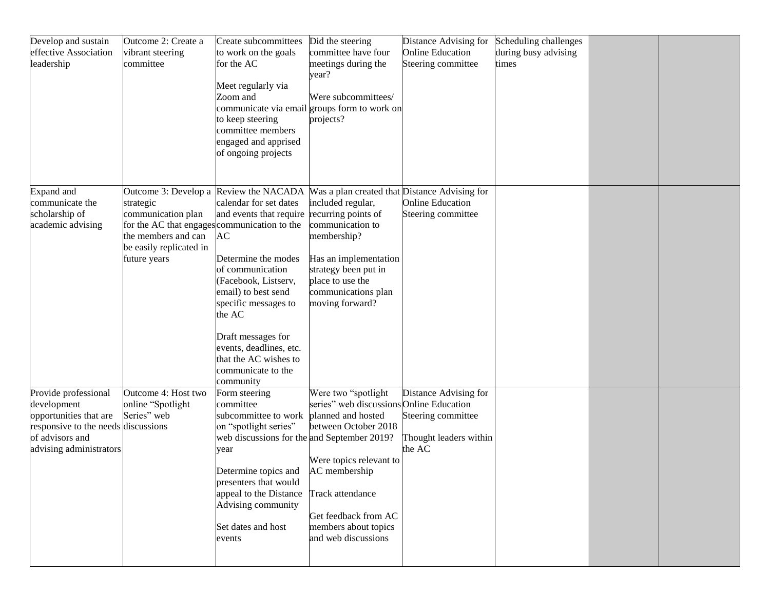| | | | | | | | |
|---|---|---|---|---|---|---|---|
| Develop and sustain effective Association leadership | Outcome 2: Create a vibrant steering committee | Create subcommittees to work on the goals for the AC<br><br>Meet regularly via Zoom and communicate via email to keep steering committee members engaged and apprised of ongoing projects | Did the steering committee have four meetings during the year?<br><br>Were subcommittees/ groups form to work on projects? | Distance Advising for Online Education Steering committee | Scheduling challenges during busy advising times | | |
| Expand and communicate the scholarship of academic advising | Outcome 3: Develop a strategic communication plan for the AC that engages the members and can be easily replicated in future years | Review the NACADA calendar for set dates and events that require communication to the AC<br><br>Determine the modes of communication (Facebook, Listserv, email) to best send specific messages to the AC<br><br>Draft messages for events, deadlines, etc. that the AC wishes to communicate to the community | Was a plan created that included regular, recurring points of communication to membership?<br><br>Has an implementation strategy been put in place to use the communications plan moving forward? | Distance Advising for Online Education Steering committee | | | |
| Provide professional development opportunities that are responsive to the needs of advisors and advising administrators | Outcome 4: Host two online "Spotlight Series" web discussions | Form steering committee subcommittee to work on "spotlight series" web discussions for the year<br><br>Determine topics and presenters that would appeal to the Distance Advising community<br><br>Set dates and host events | Were two "spotlight series" web discussions planned and hosted between October 2018 and September 2019?<br><br>Were topics relevant to AC membership<br><br>Track attendance<br><br>Get feedback from AC members about topics and web discussions | Distance Advising for Online Education Steering committee<br><br>Thought leaders within the AC | | | |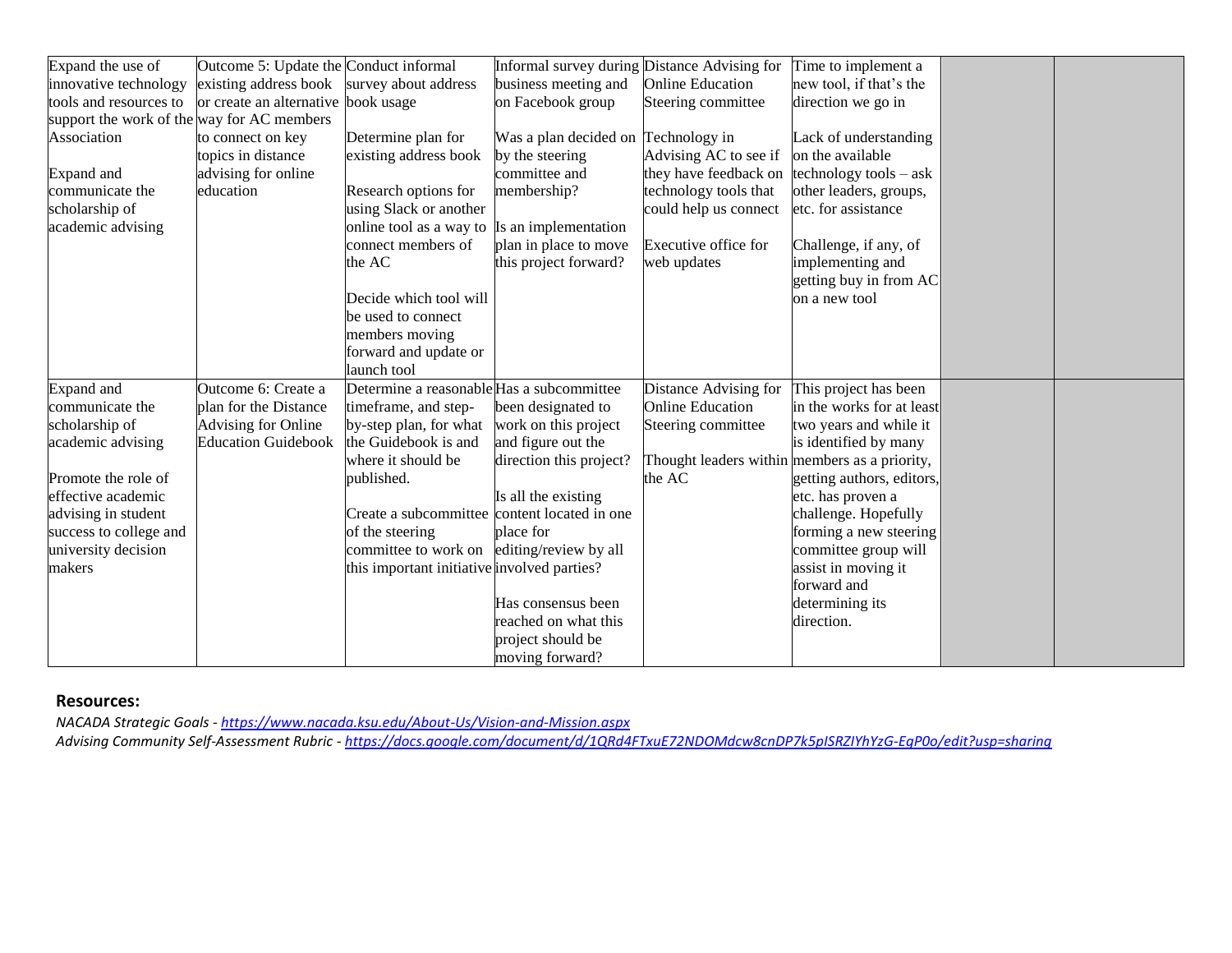| | | | | | | | |
|---|---|---|---|---|---|---|---|
| Expand the use of innovative technology tools and resources to support the work of the Association<br><br>Expand and communicate the scholarship of academic advising | Outcome 5: Update the existing address book or create an alternative way for AC members to connect on key topics in distance advising for online education | Conduct informal survey about address book usage<br><br>Determine plan for existing address book<br><br>Research options for using Slack or another online tool as a way to connect members of the AC<br><br>Decide which tool will be used to connect members moving forward and update or launch tool | Informal survey during business meeting and on Facebook group<br><br>Was a plan decided on by the steering committee and membership?<br><br>Is an implementation plan in place to move this project forward? | Distance Advising for Online Education Steering committee<br><br>Technology in Advising AC to see if they have feedback on technology tools that could help us connect<br><br>Executive office for web updates | Time to implement a new tool, if that's the direction we go in<br><br>Lack of understanding on the available technology tools – ask other leaders, groups, etc. for assistance<br><br>Challenge, if any, of implementing and getting buy in from AC on a new tool | | |
| Expand and communicate the scholarship of academic advising<br><br>Promote the role of effective academic advising in student success to college and university decision makers | Outcome 6: Create a plan for the Distance Advising for Online Education Guidebook | Determine a reasonable timeframe, and step-by-step plan, for what the Guidebook is and where it should be published.<br><br>Create a subcommittee of the steering committee to work on this important initiative | Has a subcommittee been designated to work on this project and figure out the direction this project?<br><br>Is all the existing content located in one place for editing/review by all involved parties?<br><br>Has consensus been reached on what this project should be moving forward? | Distance Advising for Online Education Steering committee<br><br>Thought leaders within the AC | This project has been in the works for at least two years and while it is identified by many members as a priority, getting authors, editors, etc. has proven a challenge. Hopefully forming a new steering committee group will assist in moving it forward and determining its direction. | | |

**Resources:**

*NACADA Strategic Goals - https://www.nacada.ksu.edu/About-Us/Vision-and-Mission.aspx*

*Advising Community Self-Assessment Rubric - https://docs.google.com/document/d/1QRd4FTxuE72NDOMdcw8cnDP7k5plSRZIYhYzG-EqP0o/edit?usp=sharing*